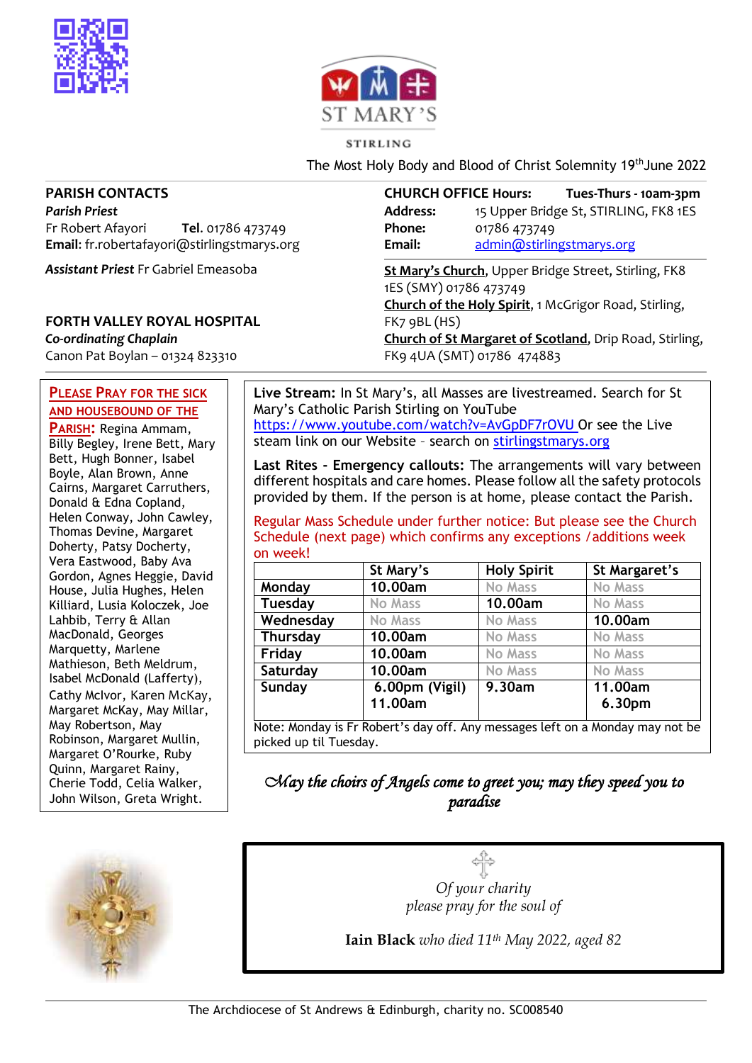ST MARY'S

STIRLING

The Most Holy Body and Blood of Christ Solemnity 19th June 2022

## PARISH CONTACTS

***Parish Priest***

Fr Robert Afayori **Tel.** 01786 473749

**Email**: fr.robertafayori@stirlingstmarys.org

***Assistant Priest*** Fr Gabriel Emeasoba

## FORTH VALLEY ROYAL HOSPITAL

***Co-ordinating Chaplain***

Canon Pat Boylan – 01324 823310

**CHURCH OFFICE Hours:** **Tues-Thurs - 10am-3pm**

**Address:** 15 Upper Bridge St, STIRLING, FK8 1ES

**Phone:** 01786 473749

**Email:** admin@stirlingstmarys.org

**St Mary's Church**, Upper Bridge Street, Stirling, FK8 1ES (SMY) 01786 473749

**Church of the Holy Spirit**, 1 McGrigor Road, Stirling, FK7 9BL (HS)

**Church of St Margaret of Scotland**, Drip Road, Stirling, FK9 4UA (SMT) 01786 474883

**PLEASE PRAY FOR THE SICK AND HOUSEBOUND OF THE PARISH:** Regina Ammam, Billy Begley, Irene Bett, Mary Bett, Hugh Bonner, Isabel Boyle, Alan Brown, Anne Cairns, Margaret Carruthers, Donald & Edna Copland, Helen Conway, John Cawley, Thomas Devine, Margaret Doherty, Patsy Docherty, Vera Eastwood, Baby Ava Gordon, Agnes Heggie, David House, Julia Hughes, Helen Killiard, Lusia Koloczek, Joe Lahbib, Terry & Allan MacDonald, Georges Marquetty, Marlene Mathieson, Beth Meldrum, Isabel McDonald (Lafferty), Cathy McIvor, Karen McKay, Margaret McKay, May Millar, May Robertson, May Robinson, Margaret Mullin, Margaret O'Rourke, Ruby Quinn, Margaret Rainy, Cherie Todd, Celia Walker, John Wilson, Greta Wright.

**Live Stream:** In St Mary's, all Masses are livestreamed. Search for St Mary's Catholic Parish Stirling on YouTube https://www.youtube.com/watch?v=AvGpDF7rOVU Or see the Live steam link on our Website - search on stirlingstmarys.org

**Last Rites - Emergency callouts:** The arrangements will vary between different hospitals and care homes. Please follow all the safety protocols provided by them. If the person is at home, please contact the Parish.

Regular Mass Schedule under further notice: But please see the Church Schedule (next page) which confirms any exceptions /additions week on week!

| | St Mary's | Holy Spirit | St Margaret's |
|---|---|---|---|
| Monday | 10.00am | No Mass | No Mass |
| Tuesday | No Mass | 10.00am | No Mass |
| Wednesday | No Mass | No Mass | 10.00am |
| Thursday | 10.00am | No Mass | No Mass |
| Friday | 10.00am | No Mass | No Mass |
| Saturday | 10.00am | No Mass | No Mass |
| Sunday | 6.00pm (Vigil) 11.00am | 9.30am | 11.00am 6.30pm |

Note: Monday is Fr Robert's day off. Any messages left on a Monday may not be picked up til Tuesday.

*May the choirs of Angels come to greet you; may they speed you to paradise*

*Of your charity*
*please pray for the soul of*

**Iain Black** *who died 11th May 2022, aged 82*

The Archdiocese of St Andrews & Edinburgh, charity no. SC008540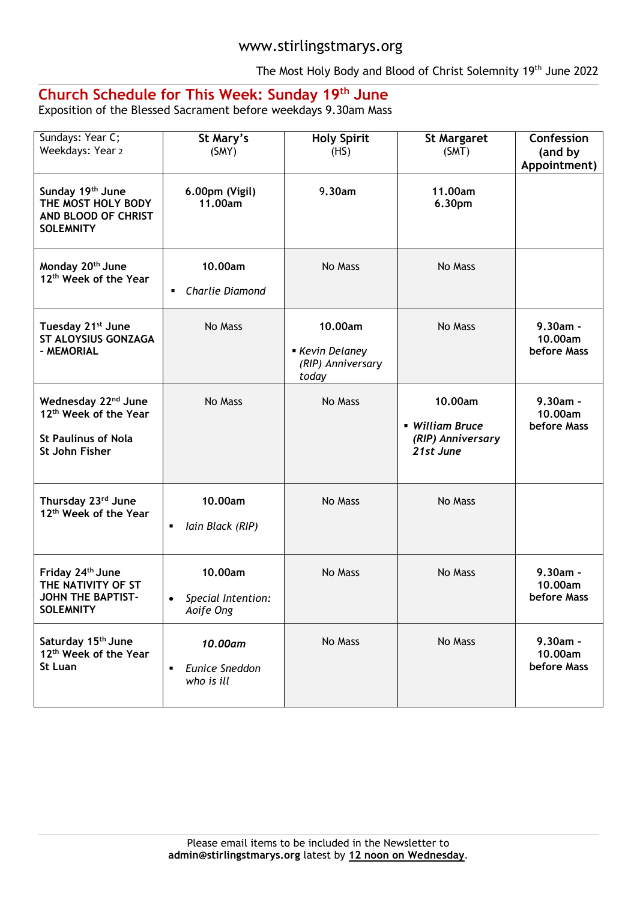www.stirlingstmarys.org

The Most Holy Body and Blood of Christ Solemnity 19th June 2022

## Church Schedule for This Week: Sunday 19th June

Exposition of the Blessed Sacrament before weekdays 9.30am Mass

| Sundays: Year C; Weekdays: Year 2 | **St Mary's** (SMY) | **Holy Spirit** (HS) | **St Margaret** (SMT) | **Confession (and by Appointment)** |
|---|---|---|---|---|
| **Sunday 19th June THE MOST HOLY BODY AND BLOOD OF CHRIST SOLEMNITY** | **6.00pm (Vigil)** **11.00am** | **9.30am** | **11.00am** **6.30pm** | |
| **Monday 20th June 12th Week of the Year** | **10.00am** ▪ *Charlie Diamond* | No Mass | No Mass | |
| **Tuesday 21st June ST ALOYSIUS GONZAGA - MEMORIAL** | No Mass | **10.00am** ▪ *Kevin Delaney (RIP) Anniversary today* | No Mass | **9.30am - 10.00am before Mass** |
| **Wednesday 22nd June 12th Week of the Year** **St Paulinus of Nola St John Fisher** | No Mass | No Mass | **10.00am** ▪ ***William Bruce (RIP) Anniversary 21st June*** | **9.30am - 10.00am before Mass** |
| **Thursday 23rd June 12th Week of the Year** | **10.00am** ▪ *Iain Black (RIP)* | No Mass | No Mass | |
| **Friday 24th June THE NATIVITY OF ST JOHN THE BAPTIST-SOLEMNITY** | **10.00am** • *Special Intention: Aoife Ong* | No Mass | No Mass | **9.30am - 10.00am before Mass** |
| **Saturday 15th June 12th Week of the Year St Luan** | ***10.00am*** ▪ *Eunice Sneddon who is ill* | No Mass | No Mass | **9.30am - 10.00am before Mass** |

Please email items to be included in the Newsletter to **admin@stirlingstmarys.org** latest by **12 noon on Wednesday**.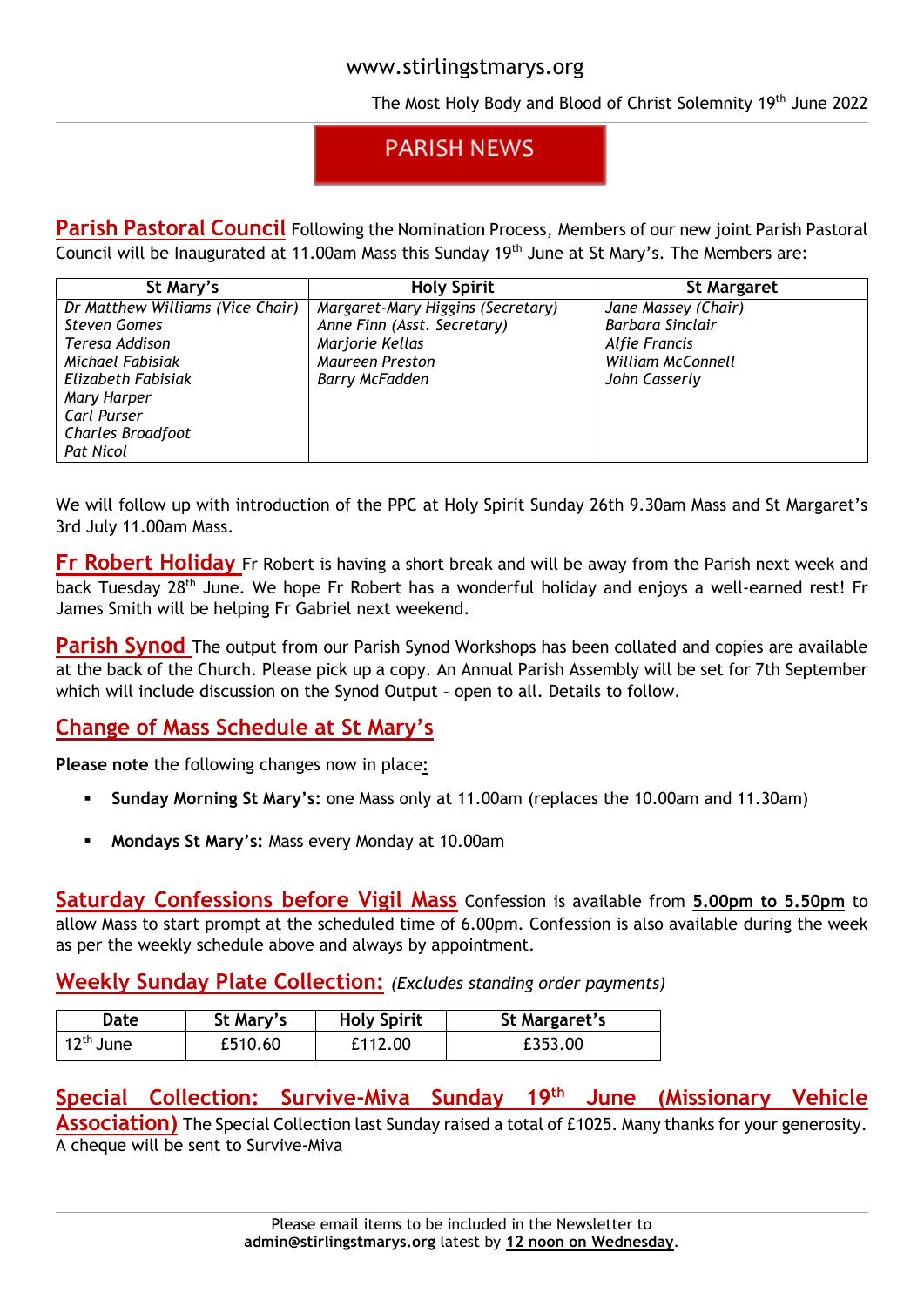www.stirlingstmarys.org

The Most Holy Body and Blood of Christ Solemnity 19th June 2022

# PARISH NEWS

**Parish Pastoral Council** Following the Nomination Process, Members of our new joint Parish Pastoral Council will be Inaugurated at 11.00am Mass this Sunday 19th June at St Mary's. The Members are:

| St Mary's | Holy Spirit | St Margaret |
|---|---|---|
| *Dr Matthew Williams (Vice Chair)* | *Margaret-Mary Higgins (Secretary)* | *Jane Massey (Chair)* |
| *Steven Gomes* | *Anne Finn (Asst. Secretary)* | *Barbara Sinclair* |
| *Teresa Addison* | *Marjorie Kellas* | *Alfie Francis* |
| *Michael Fabisiak* | *Maureen Preston* | *William McConnell* |
| *Elizabeth Fabisiak* | *Barry McFadden* | *John Casserly* |
| *Mary Harper* | | |
| *Carl Purser* | | |
| *Charles Broadfoot* | | |
| *Pat Nicol* | | |

We will follow up with introduction of the PPC at Holy Spirit Sunday 26th 9.30am Mass and St Margaret's 3rd July 11.00am Mass.

**Fr Robert Holiday** Fr Robert is having a short break and will be away from the Parish next week and back Tuesday 28th June. We hope Fr Robert has a wonderful holiday and enjoys a well-earned rest! Fr James Smith will be helping Fr Gabriel next weekend.

**Parish Synod** The output from our Parish Synod Workshops has been collated and copies are available at the back of the Church. Please pick up a copy. An Annual Parish Assembly will be set for 7th September which will include discussion on the Synod Output – open to all. Details to follow.

## Change of Mass Schedule at St Mary's

**Please note** the following changes now in place**:**

- **Sunday Morning St Mary's:** one Mass only at 11.00am (replaces the 10.00am and 11.30am)
- **Mondays St Mary's:** Mass every Monday at 10.00am

**Saturday Confessions before Vigil Mass** Confession is available from **5.00pm to 5.50pm** to allow Mass to start prompt at the scheduled time of 6.00pm. Confession is also available during the week as per the weekly schedule above and always by appointment.

**Weekly Sunday Plate Collection:** *(Excludes standing order payments)*

| Date | St Mary's | Holy Spirit | St Margaret's |
|---|---|---|---|
| 12th June | £510.60 | £112.00 | £353.00 |

**Special Collection: Survive-Miva Sunday 19th June (Missionary Vehicle Association)** The Special Collection last Sunday raised a total of £1025. Many thanks for your generosity. A cheque will be sent to Survive-Miva

Please email items to be included in the Newsletter to **admin@stirlingstmarys.org** latest by 12 noon on Wednesday.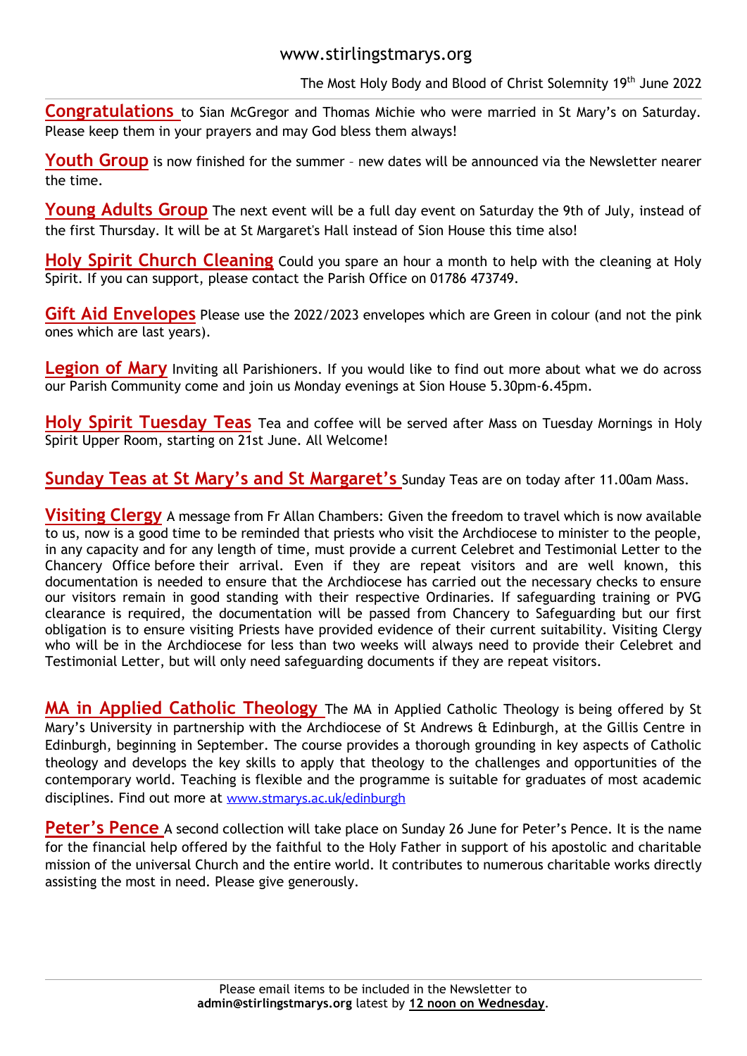www.stirlingstmarys.org

The Most Holy Body and Blood of Christ Solemnity 19th June 2022

**Congratulations** to Sian McGregor and Thomas Michie who were married in St Mary's on Saturday. Please keep them in your prayers and may God bless them always!

**Youth Group** is now finished for the summer – new dates will be announced via the Newsletter nearer the time.

**Young Adults Group** The next event will be a full day event on Saturday the 9th of July, instead of the first Thursday. It will be at St Margaret's Hall instead of Sion House this time also!

**Holy Spirit Church Cleaning** Could you spare an hour a month to help with the cleaning at Holy Spirit. If you can support, please contact the Parish Office on 01786 473749.

**Gift Aid Envelopes** Please use the 2022/2023 envelopes which are Green in colour (and not the pink ones which are last years).

**Legion of Mary** Inviting all Parishioners. If you would like to find out more about what we do across our Parish Community come and join us Monday evenings at Sion House 5.30pm-6.45pm.

**Holy Spirit Tuesday Teas** Tea and coffee will be served after Mass on Tuesday Mornings in Holy Spirit Upper Room, starting on 21st June. All Welcome!

**Sunday Teas at St Mary's and St Margaret's** Sunday Teas are on today after 11.00am Mass.

**Visiting Clergy** A message from Fr Allan Chambers: Given the freedom to travel which is now available to us, now is a good time to be reminded that priests who visit the Archdiocese to minister to the people, in any capacity and for any length of time, must provide a current Celebret and Testimonial Letter to the Chancery Office before their arrival. Even if they are repeat visitors and are well known, this documentation is needed to ensure that the Archdiocese has carried out the necessary checks to ensure our visitors remain in good standing with their respective Ordinaries. If safeguarding training or PVG clearance is required, the documentation will be passed from Chancery to Safeguarding but our first obligation is to ensure visiting Priests have provided evidence of their current suitability. Visiting Clergy who will be in the Archdiocese for less than two weeks will always need to provide their Celebret and Testimonial Letter, but will only need safeguarding documents if they are repeat visitors.

**MA in Applied Catholic Theology** The MA in Applied Catholic Theology is being offered by St Mary's University in partnership with the Archdiocese of St Andrews & Edinburgh, at the Gillis Centre in Edinburgh, beginning in September. The course provides a thorough grounding in key aspects of Catholic theology and develops the key skills to apply that theology to the challenges and opportunities of the contemporary world. Teaching is flexible and the programme is suitable for graduates of most academic disciplines. Find out more at www.stmarys.ac.uk/edinburgh

**Peter's Pence** A second collection will take place on Sunday 26 June for Peter's Pence. It is the name for the financial help offered by the faithful to the Holy Father in support of his apostolic and charitable mission of the universal Church and the entire world. It contributes to numerous charitable works directly assisting the most in need. Please give generously.

Please email items to be included in the Newsletter to **admin@stirlingstmarys.org** latest by **12 noon on Wednesday**.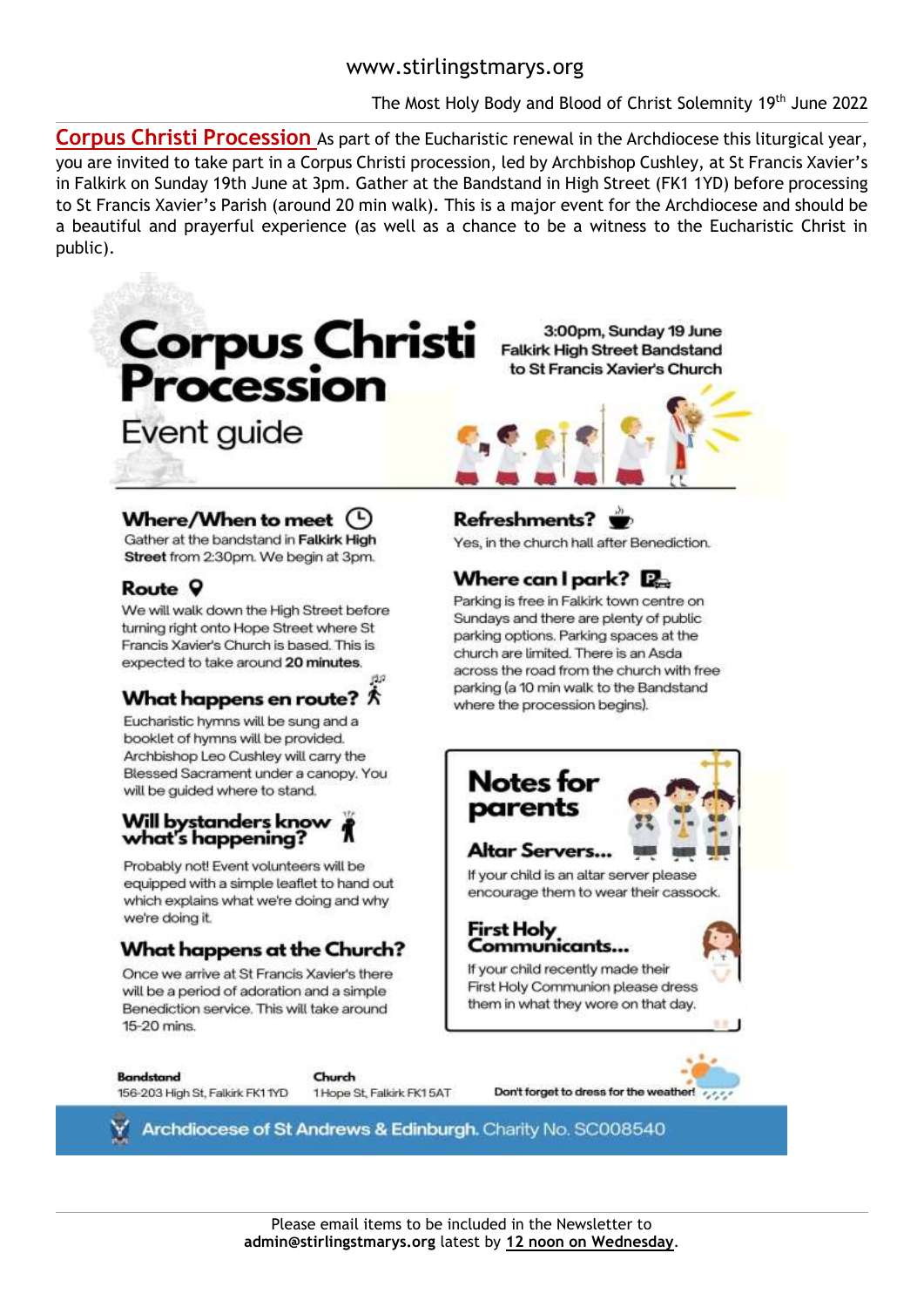www.stirlingstmarys.org

The Most Holy Body and Blood of Christ Solemnity 19th June 2022

**Corpus Christi Procession** As part of the Eucharistic renewal in the Archdiocese this liturgical year, you are invited to take part in a Corpus Christi procession, led by Archbishop Cushley, at St Francis Xavier's in Falkirk on Sunday 19th June at 3pm. Gather at the Bandstand in High Street (FK1 1YD) before processing to St Francis Xavier's Parish (around 20 min walk). This is a major event for the Archdiocese and should be a beautiful and prayerful experience (as well as a chance to be a witness to the Eucharistic Christ in public).

# Corpus Christi Procession

## Event guide

3:00pm, Sunday 19 June
Falkirk High Street Bandstand
to St Francis Xavier's Church

### Where/When to meet

Gather at the bandstand in **Falkirk High Street** from 2:30pm. We begin at 3pm.

### Route

We will walk down the High Street before turning right onto Hope Street where St Francis Xavier's Church is based. This is expected to take around **20 minutes**.

### What happens en route?

Eucharistic hymns will be sung and a booklet of hymns will be provided. Archbishop Leo Cushley will carry the Blessed Sacrament under a canopy. You will be guided where to stand.

### Will bystanders know what's happening?

Probably not! Event volunteers will be equipped with a simple leaflet to hand out which explains what we're doing and why we're doing it.

### What happens at the Church?

Once we arrive at St Francis Xavier's there will be a period of adoration and a simple Benediction service. This will take around 15-20 mins.

### Refreshments?

Yes, in the church hall after Benediction.

### Where can I park?

Parking is free in Falkirk town centre on Sundays and there are plenty of public parking options. Parking spaces at the church are limited. There is an Asda across the road from the church with free parking (a 10 min walk to the Bandstand where the procession begins).

### Notes for parents

**Altar Servers...**

If your child is an altar server please encourage them to wear their cassock.

**First Holy Communicants...**

If your child recently made their First Holy Communion please dress them in what they wore on that day.

**Bandstand**
156-203 High St, Falkirk FK1 1YD

**Church**
1 Hope St, Falkirk FK1 5AT

Don't forget to dress for the weather!

**Archdiocese of St Andrews & Edinburgh.** Charity No. SC008540

Please email items to be included in the Newsletter to **admin@stirlingstmarys.org** latest by **12 noon on Wednesday**.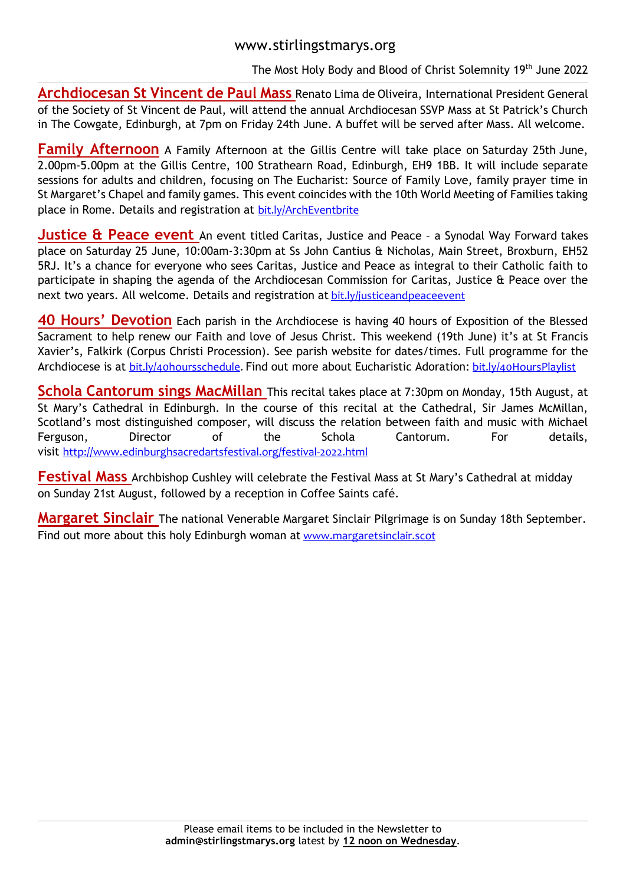The Most Holy Body and Blood of Christ Solemnity 19th June 2022

**Archdiocesan St Vincent de Paul Mass** Renato Lima de Oliveira, International President General of the Society of St Vincent de Paul, will attend the annual Archdiocesan SSVP Mass at St Patrick's Church in The Cowgate, Edinburgh, at 7pm on Friday 24th June. A buffet will be served after Mass. All welcome.

**Family Afternoon** A Family Afternoon at the Gillis Centre will take place on Saturday 25th June, 2.00pm-5.00pm at the Gillis Centre, 100 Strathearn Road, Edinburgh, EH9 1BB. It will include separate sessions for adults and children, focusing on The Eucharist: Source of Family Love, family prayer time in St Margaret's Chapel and family games. This event coincides with the 10th World Meeting of Families taking place in Rome. Details and registration at bit.ly/ArchEventbrite

**Justice & Peace event** An event titled Caritas, Justice and Peace – a Synodal Way Forward takes place on Saturday 25 June, 10:00am-3:30pm at Ss John Cantius & Nicholas, Main Street, Broxburn, EH52 5RJ. It's a chance for everyone who sees Caritas, Justice and Peace as integral to their Catholic faith to participate in shaping the agenda of the Archdiocesan Commission for Caritas, Justice & Peace over the next two years. All welcome. Details and registration at bit.ly/justiceandpeaceevent

**40 Hours' Devotion** Each parish in the Archdiocese is having 40 hours of Exposition of the Blessed Sacrament to help renew our Faith and love of Jesus Christ. This weekend (19th June) it's at St Francis Xavier's, Falkirk (Corpus Christi Procession). See parish website for dates/times. Full programme for the Archdiocese is at bit.ly/40hoursschedule. Find out more about Eucharistic Adoration: bit.ly/40HoursPlaylist

**Schola Cantorum sings MacMillan** This recital takes place at 7:30pm on Monday, 15th August, at St Mary's Cathedral in Edinburgh. In the course of this recital at the Cathedral, Sir James McMillan, Scotland's most distinguished composer, will discuss the relation between faith and music with Michael Ferguson, Director of the Schola Cantorum. For details, visit http://www.edinburghsacredartsfestival.org/festival-2022.html

**Festival Mass** Archbishop Cushley will celebrate the Festival Mass at St Mary's Cathedral at midday on Sunday 21st August, followed by a reception in Coffee Saints café.

**Margaret Sinclair** The national Venerable Margaret Sinclair Pilgrimage is on Sunday 18th September. Find out more about this holy Edinburgh woman at www.margaretsinclair.scot

Please email items to be included in the Newsletter to **admin@stirlingstmarys.org** latest by **12 noon on Wednesday**.